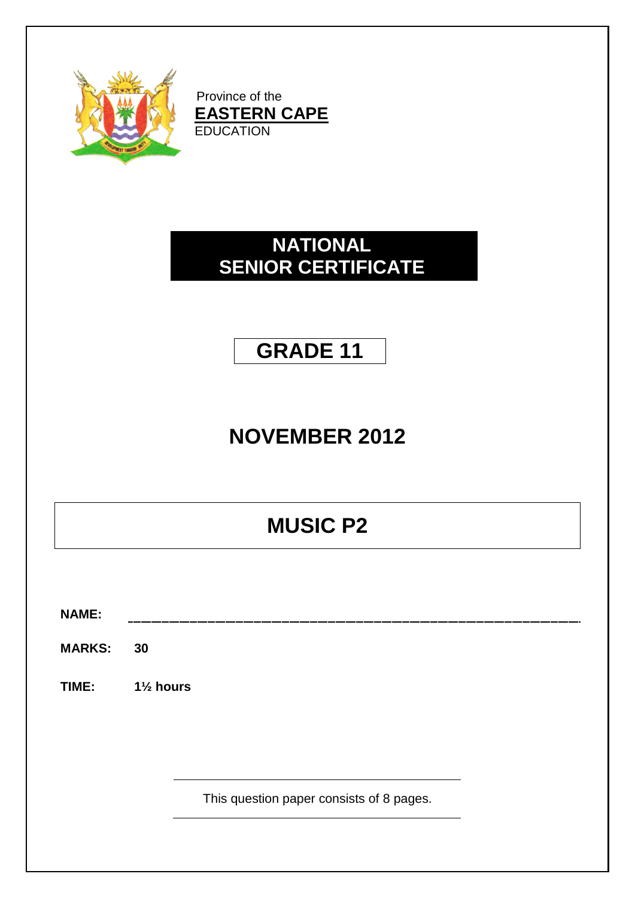Province of the
**EASTERN CAPE**
EDUCATION

# NATIONAL SENIOR CERTIFICATE

# GRADE 11

# NOVEMBER 2012

# MUSIC P2

**NAME:** ______________________________________________

**MARKS:** **30**

**TIME:** **1½ hours**

This question paper consists of 8 pages.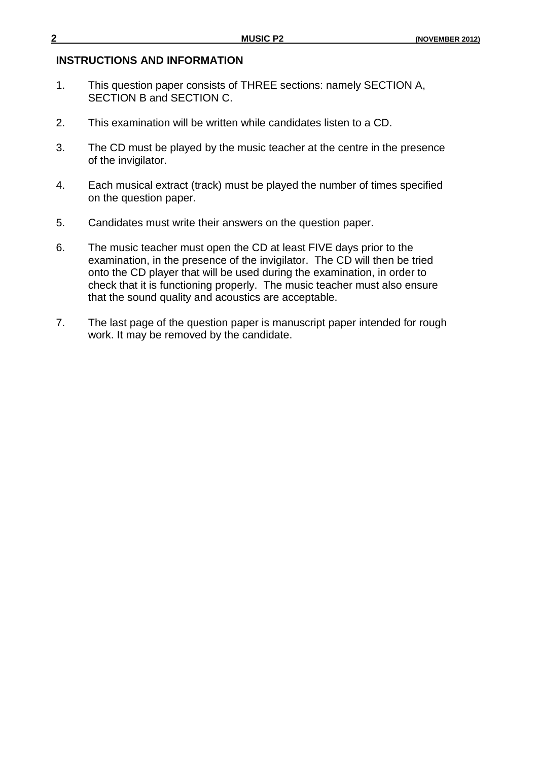## INSTRUCTIONS AND INFORMATION

1. This question paper consists of THREE sections: namely SECTION A, SECTION B and SECTION C.

2. This examination will be written while candidates listen to a CD.

3. The CD must be played by the music teacher at the centre in the presence of the invigilator.

4. Each musical extract (track) must be played the number of times specified on the question paper.

5. Candidates must write their answers on the question paper.

6. The music teacher must open the CD at least FIVE days prior to the examination, in the presence of the invigilator. The CD will then be tried onto the CD player that will be used during the examination, in order to check that it is functioning properly. The music teacher must also ensure that the sound quality and acoustics are acceptable.

7. The last page of the question paper is manuscript paper intended for rough work. It may be removed by the candidate.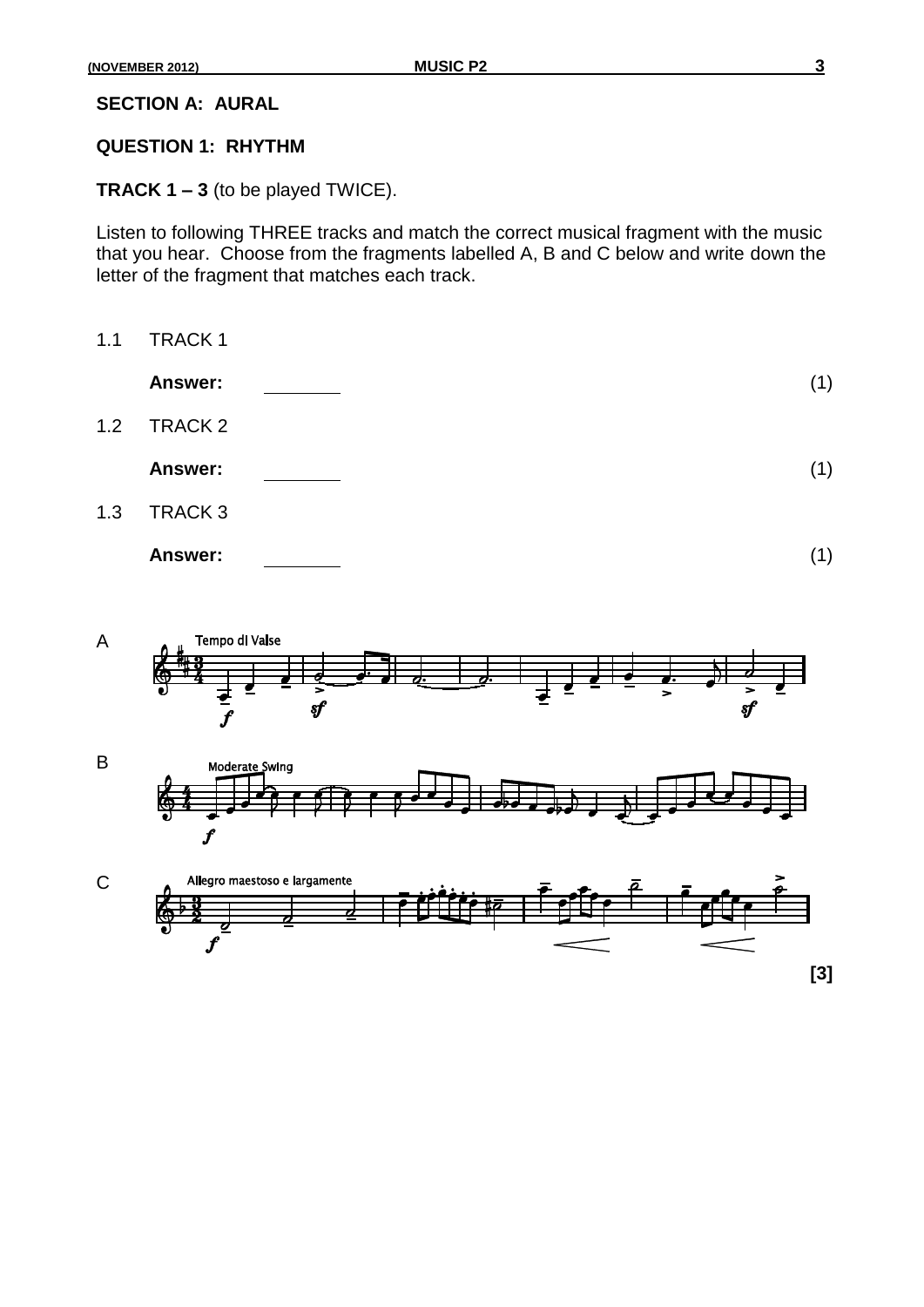## SECTION A: AURAL

### QUESTION 1: RHYTHM

**TRACK 1 – 3** (to be played TWICE).

Listen to following THREE tracks and match the correct musical fragment with the music that you hear. Choose from the fragments labelled A, B and C below and write down the letter of the fragment that matches each track.

1.1 TRACK 1

**Answer:** ________ (1)

1.2 TRACK 2

**Answer:** ________ (1)

1.3 TRACK 3

**Answer:** ________ (1)

A Tempo di Valse

B Moderate Swing

C Allegro maestoso e largamente

**[3]**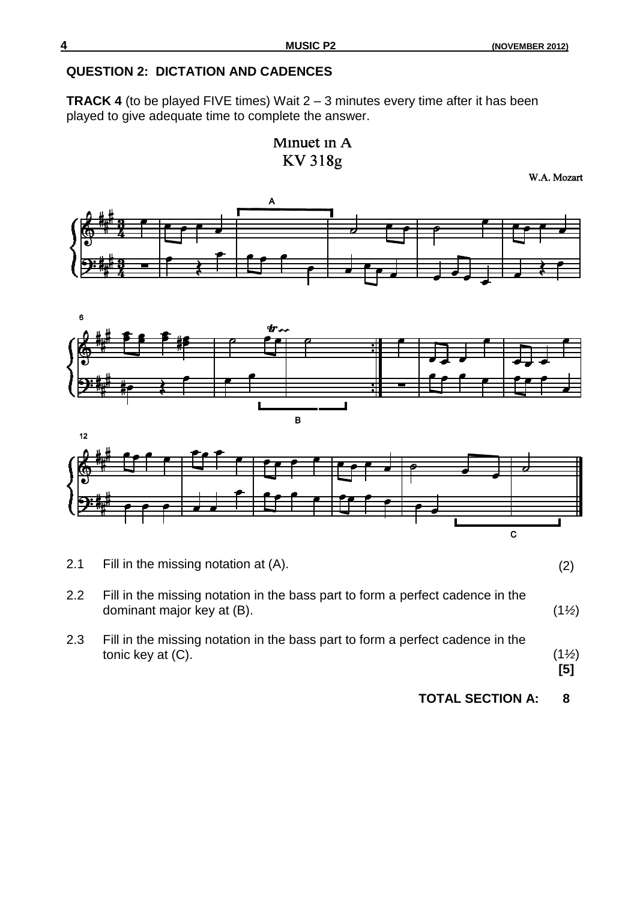## QUESTION 2: DICTATION AND CADENCES

**TRACK 4** (to be played FIVE times) Wait 2 – 3 minutes every time after it has been played to give adequate time to complete the answer.

Minuet in A
KV 318g

W.A. Mozart

| | | |
|---|---|---|
| 2.1 | Fill in the missing notation at (A). | (2) |
| 2.2 | Fill in the missing notation in the bass part to form a perfect cadence in the dominant major key at (B). | (1½) |
| 2.3 | Fill in the missing notation in the bass part to form a perfect cadence in the tonic key at (C). | (1½) **[5]** |

**TOTAL SECTION A: 8**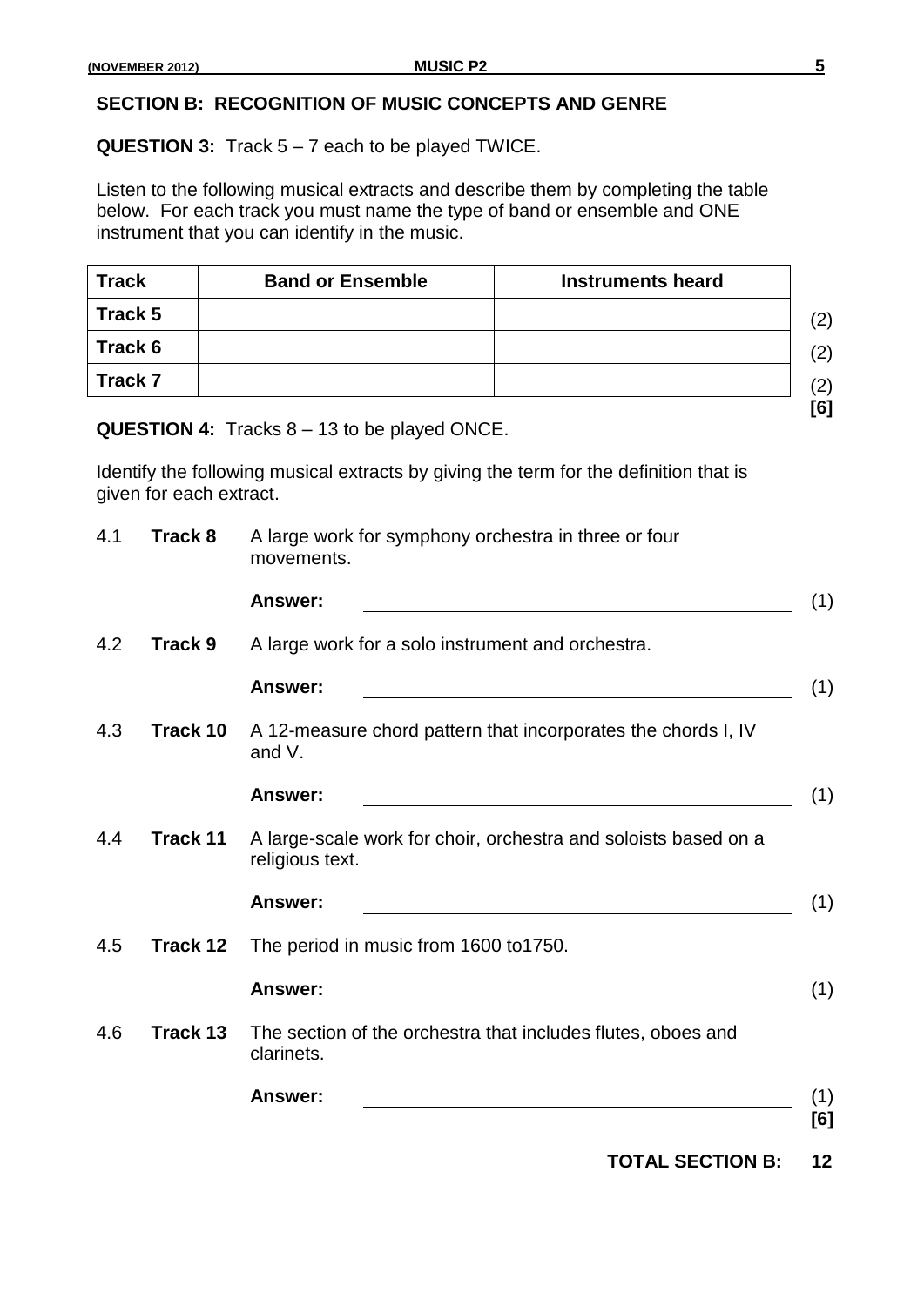## SECTION B: RECOGNITION OF MUSIC CONCEPTS AND GENRE

**QUESTION 3:** Track 5 – 7 each to be played TWICE.

Listen to the following musical extracts and describe them by completing the table below. For each track you must name the type of band or ensemble and ONE instrument that you can identify in the music.

| Track | Band or Ensemble | Instruments heard | |
|---|---|---|---|
| **Track 5** | | | (2) |
| **Track 6** | | | (2) |
| **Track 7** | | | (2) |

**[6]**

**QUESTION 4:** Tracks 8 – 13 to be played ONCE.

Identify the following musical extracts by giving the term for the definition that is given for each extract.

4.1 **Track 8** A large work for symphony orchestra in three or four movements.

**Answer:** \_\_\_\_\_\_\_\_\_\_\_\_\_\_\_\_\_\_\_\_\_\_\_\_\_\_\_\_\_\_\_\_\_\_ (1)

4.2 **Track 9** A large work for a solo instrument and orchestra.

**Answer:** \_\_\_\_\_\_\_\_\_\_\_\_\_\_\_\_\_\_\_\_\_\_\_\_\_\_\_\_\_\_\_\_\_\_ (1)

4.3 **Track 10** A 12-measure chord pattern that incorporates the chords I, IV and V.

**Answer:** \_\_\_\_\_\_\_\_\_\_\_\_\_\_\_\_\_\_\_\_\_\_\_\_\_\_\_\_\_\_\_\_\_\_ (1)

4.4 **Track 11** A large-scale work for choir, orchestra and soloists based on a religious text.

**Answer:** \_\_\_\_\_\_\_\_\_\_\_\_\_\_\_\_\_\_\_\_\_\_\_\_\_\_\_\_\_\_\_\_\_\_ (1)

4.5 **Track 12** The period in music from 1600 to1750.

**Answer:** \_\_\_\_\_\_\_\_\_\_\_\_\_\_\_\_\_\_\_\_\_\_\_\_\_\_\_\_\_\_\_\_\_\_ (1)

4.6 **Track 13** The section of the orchestra that includes flutes, oboes and clarinets.

**Answer:** \_\_\_\_\_\_\_\_\_\_\_\_\_\_\_\_\_\_\_\_\_\_\_\_\_\_\_\_\_\_\_\_\_\_ (1)

**[6]**

**TOTAL SECTION B: 12**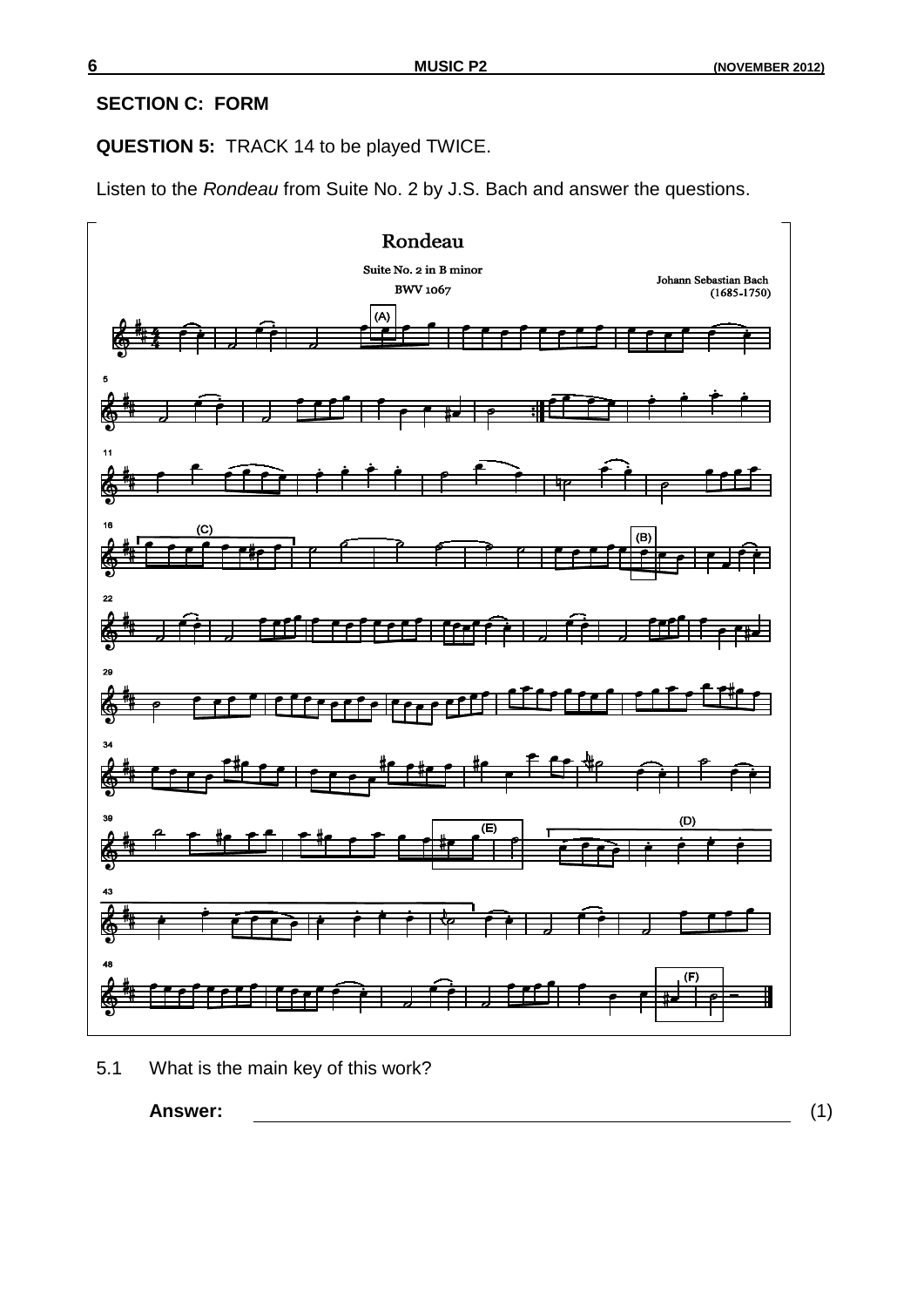## SECTION C: FORM

**QUESTION 5:** TRACK 14 to be played TWICE.

Listen to the *Rondeau* from Suite No. 2 by J.S. Bach and answer the questions.

Rondeau

Suite No. 2 in B minor

BWV 1067

Johann Sebastian Bach (1685-1750)

5.1 What is the main key of this work?

**Answer:** ______________________________ (1)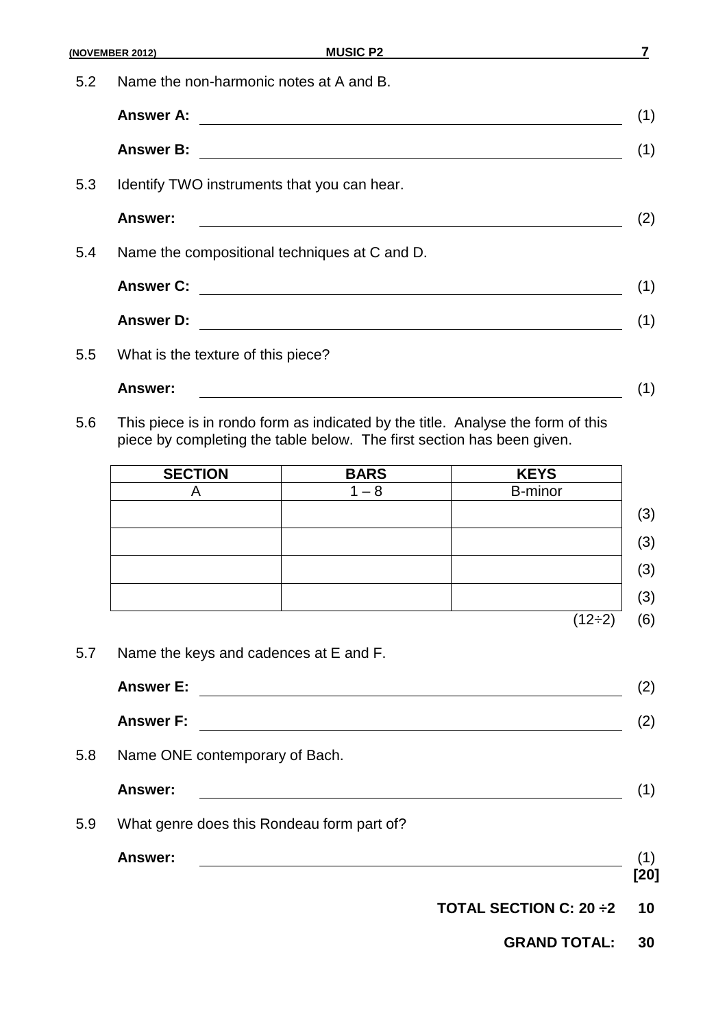5.2 Name the non-harmonic notes at A and B.

**Answer A:** _______________________________________________ (1)

**Answer B:** _______________________________________________ (1)

5.3 Identify TWO instruments that you can hear.

**Answer:** _______________________________________________ (2)

5.4 Name the compositional techniques at C and D.

**Answer C:** _______________________________________________ (1)

**Answer D:** _______________________________________________ (1)

5.5 What is the texture of this piece?

**Answer:** _______________________________________________ (1)

5.6 This piece is in rondo form as indicated by the title. Analyse the form of this piece by completing the table below. The first section has been given.

| SECTION | BARS | KEYS | |
|---|---|---|---|
| A | 1 – 8 | B-minor | |
| | | | (3) |
| | | | (3) |
| | | | (3) |
| | | | (3) |
| | | (12÷2) | (6) |

5.7 Name the keys and cadences at E and F.

**Answer E:** _______________________________________________ (2)

**Answer F:** _______________________________________________ (2)

5.8 Name ONE contemporary of Bach.

**Answer:** _______________________________________________ (1)

5.9 What genre does this Rondeau form part of?

**Answer:** _______________________________________________ (1)

**[20]**

**TOTAL SECTION C: 20 ÷2 10**

**GRAND TOTAL: 30**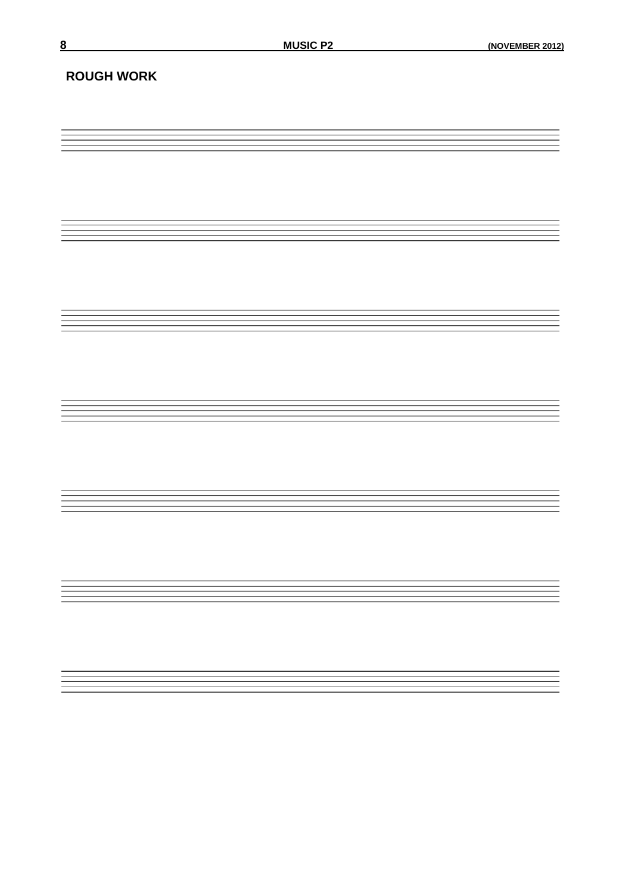## ROUGH WORK